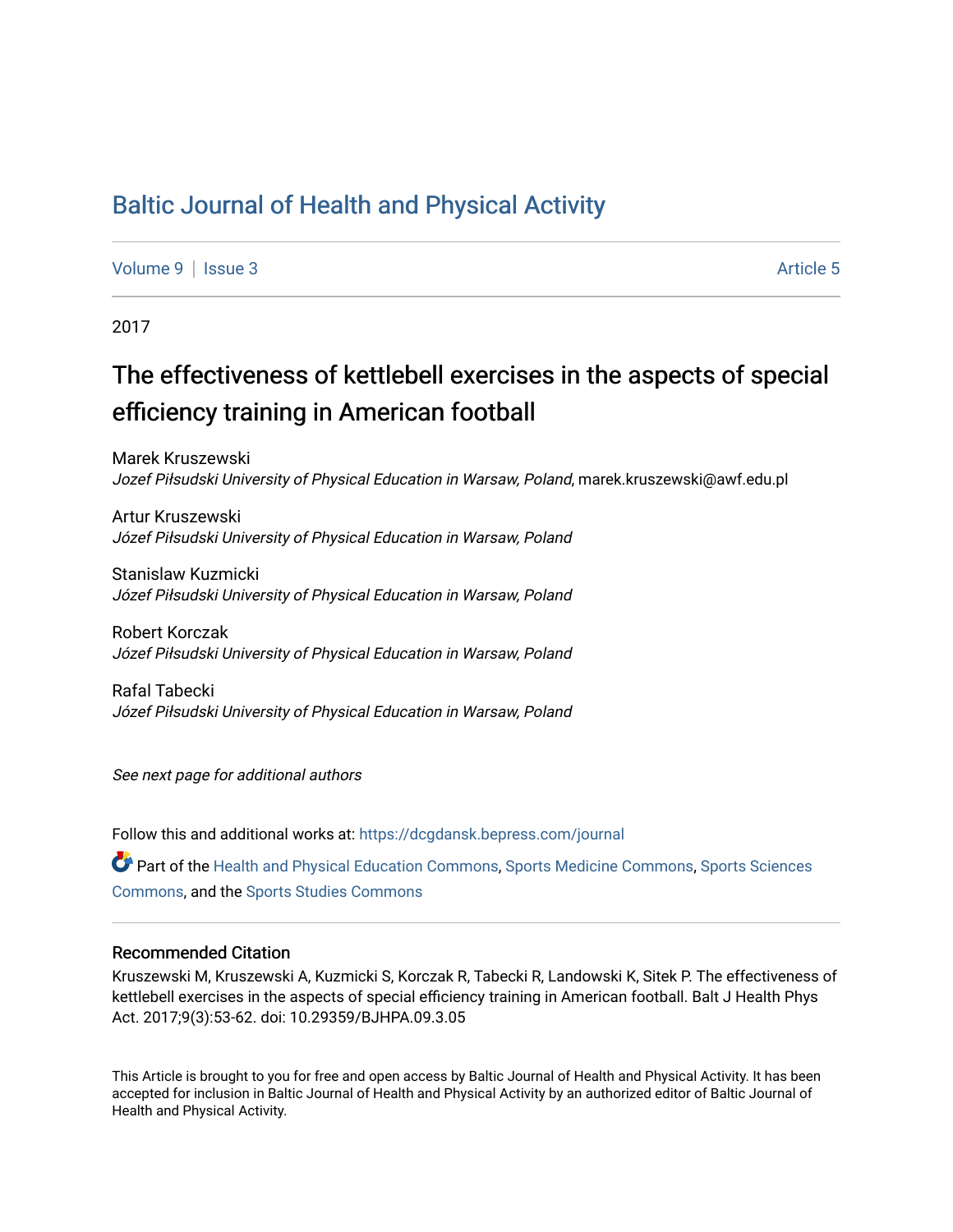# Baltic Journal of Health and Physical Activity

Volume 9 | Issue 3 Article 5

2017

## The effectiveness of kettlebell exercises in the aspects of special efficiency training in American football

Marek Kruszewski
*Jozef Piłsudski University of Physical Education in Warsaw, Poland*, marek.kruszewski@awf.edu.pl

Artur Kruszewski
*Józef Piłsudski University of Physical Education in Warsaw, Poland*

Stanislaw Kuzmicki
*Józef Piłsudski University of Physical Education in Warsaw, Poland*

Robert Korczak
*Józef Piłsudski University of Physical Education in Warsaw, Poland*

Rafal Tabecki
*Józef Piłsudski University of Physical Education in Warsaw, Poland*

*See next page for additional authors*

Follow this and additional works at: https://dcgdansk.bepress.com/journal

Part of the Health and Physical Education Commons, Sports Medicine Commons, Sports Sciences Commons, and the Sports Studies Commons

### Recommended Citation

Kruszewski M, Kruszewski A, Kuzmicki S, Korczak R, Tabecki R, Landowski K, Sitek P. The effectiveness of kettlebell exercises in the aspects of special efficiency training in American football. Balt J Health Phys Act. 2017;9(3):53-62. doi: 10.29359/BJHPA.09.3.05

This Article is brought to you for free and open access by Baltic Journal of Health and Physical Activity. It has been accepted for inclusion in Baltic Journal of Health and Physical Activity by an authorized editor of Baltic Journal of Health and Physical Activity.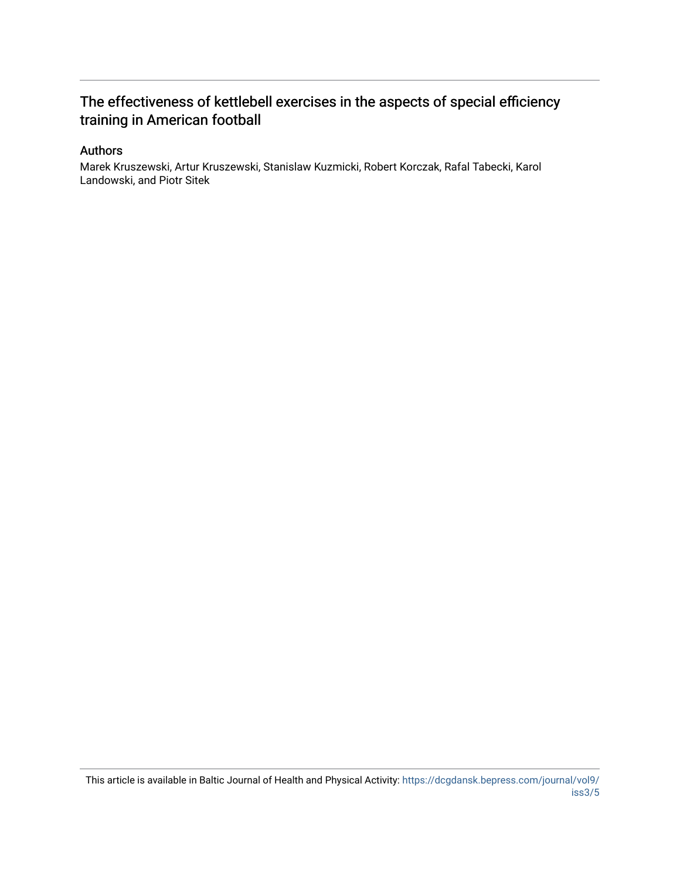## The effectiveness of kettlebell exercises in the aspects of special efficiency training in American football

### Authors

Marek Kruszewski, Artur Kruszewski, Stanislaw Kuzmicki, Robert Korczak, Rafal Tabecki, Karol Landowski, and Piotr Sitek

This article is available in Baltic Journal of Health and Physical Activity: https://dcgdansk.bepress.com/journal/vol9/iss3/5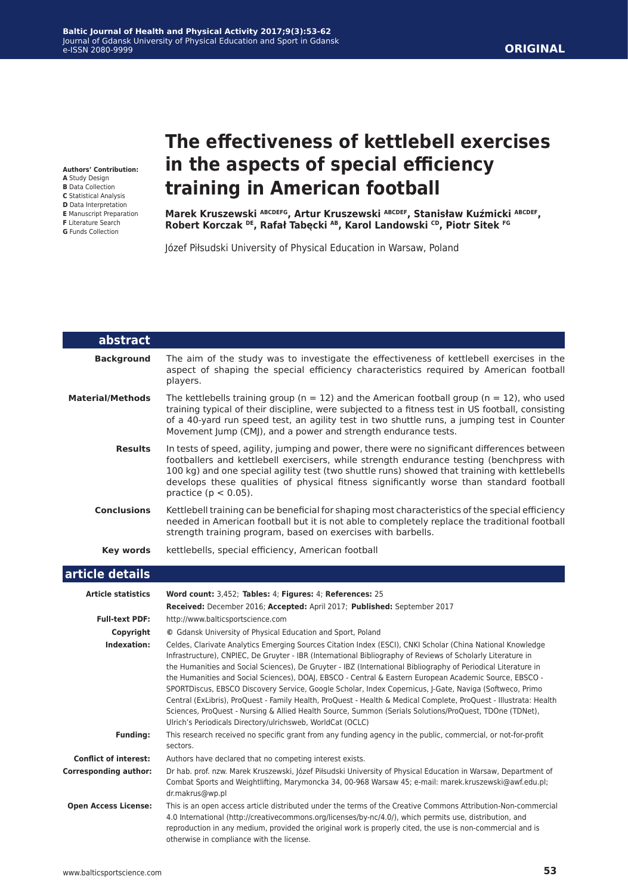ORIGINAL

# The effectiveness of kettlebell exercises in the aspects of special efficiency training in American football

**Authors' Contribution:**
**A** Study Design
**B** Data Collection
**C** Statistical Analysis
**D** Data Interpretation
**E** Manuscript Preparation
**F** Literature Search
**G** Funds Collection

**Marek Kruszewski [ABCDEFG], Artur Kruszewski [ABCDEF], Stanisław Kuźmicki [ABCDEF], Robert Korczak [DE], Rafał Tabęcki [AB], Karol Landowski [CD], Piotr Sitek [FG]**

Józef Piłsudski University of Physical Education in Warsaw, Poland

## abstract

**Background** The aim of the study was to investigate the effectiveness of kettlebell exercises in the aspect of shaping the special efficiency characteristics required by American football players.

**Material/Methods** The kettlebells training group (n = 12) and the American football group (n = 12), who used training typical of their discipline, were subjected to a fitness test in US football, consisting of a 40-yard run speed test, an agility test in two shuttle runs, a jumping test in Counter Movement Jump (CMJ), and a power and strength endurance tests.

**Results** In tests of speed, agility, jumping and power, there were no significant differences between footballers and kettlebell exercisers, while strength endurance testing (benchpress with 100 kg) and one special agility test (two shuttle runs) showed that training with kettlebells develops these qualities of physical fitness significantly worse than standard football practice ($p < 0.05$).

**Conclusions** Kettlebell training can be beneficial for shaping most characteristics of the special efficiency needed in American football but it is not able to completely replace the traditional football strength training program, based on exercises with barbells.

**Key words** kettlebells, special efficiency, American football

## article details

**Article statistics** **Word count:** 3,452; **Tables:** 4; **Figures:** 4; **References:** 25
**Received:** December 2016; **Accepted:** April 2017; **Published:** September 2017

**Full-text PDF:** http://www.balticsportscience.com

**Copyright** © Gdansk University of Physical Education and Sport, Poland

**Indexation:** Celdes, Clarivate Analytics Emerging Sources Citation Index (ESCI), CNKI Scholar (China National Knowledge Infrastructure), CNPIEC, De Gruyter - IBR (International Bibliography of Reviews of Scholarly Literature in the Humanities and Social Sciences), De Gruyter - IBZ (International Bibliography of Periodical Literature in the Humanities and Social Sciences), DOAJ, EBSCO - Central & Eastern European Academic Source, EBSCO - SPORTDiscus, EBSCO Discovery Service, Google Scholar, Index Copernicus, J-Gate, Naviga (Softweco, Primo Central (ExLibris), ProQuest - Family Health, ProQuest - Health & Medical Complete, ProQuest - Illustrata: Health Sciences, ProQuest - Nursing & Allied Health Source, Summon (Serials Solutions/ProQuest, TDOne (TDNet), Ulrich's Periodicals Directory/ulrichsweb, WorldCat (OCLC)

**Funding:** This research received no specific grant from any funding agency in the public, commercial, or not-for-profit sectors.

**Conflict of interest:** Authors have declared that no competing interest exists.

**Corresponding author:** Dr hab. prof. nzw. Marek Kruszewski, Józef Piłsudski University of Physical Education in Warsaw, Department of Combat Sports and Weightlifting, Marymoncka 34, 00-968 Warsaw 45; e-mail: marek.kruszewski@awf.edu.pl; dr.makrus@wp.pl

**Open Access License:** This is an open access article distributed under the terms of the Creative Commons Attribution-Non-commercial 4.0 International (http://creativecommons.org/licenses/by-nc/4.0/), which permits use, distribution, and reproduction in any medium, provided the original work is properly cited, the use is non-commercial and is otherwise in compliance with the license.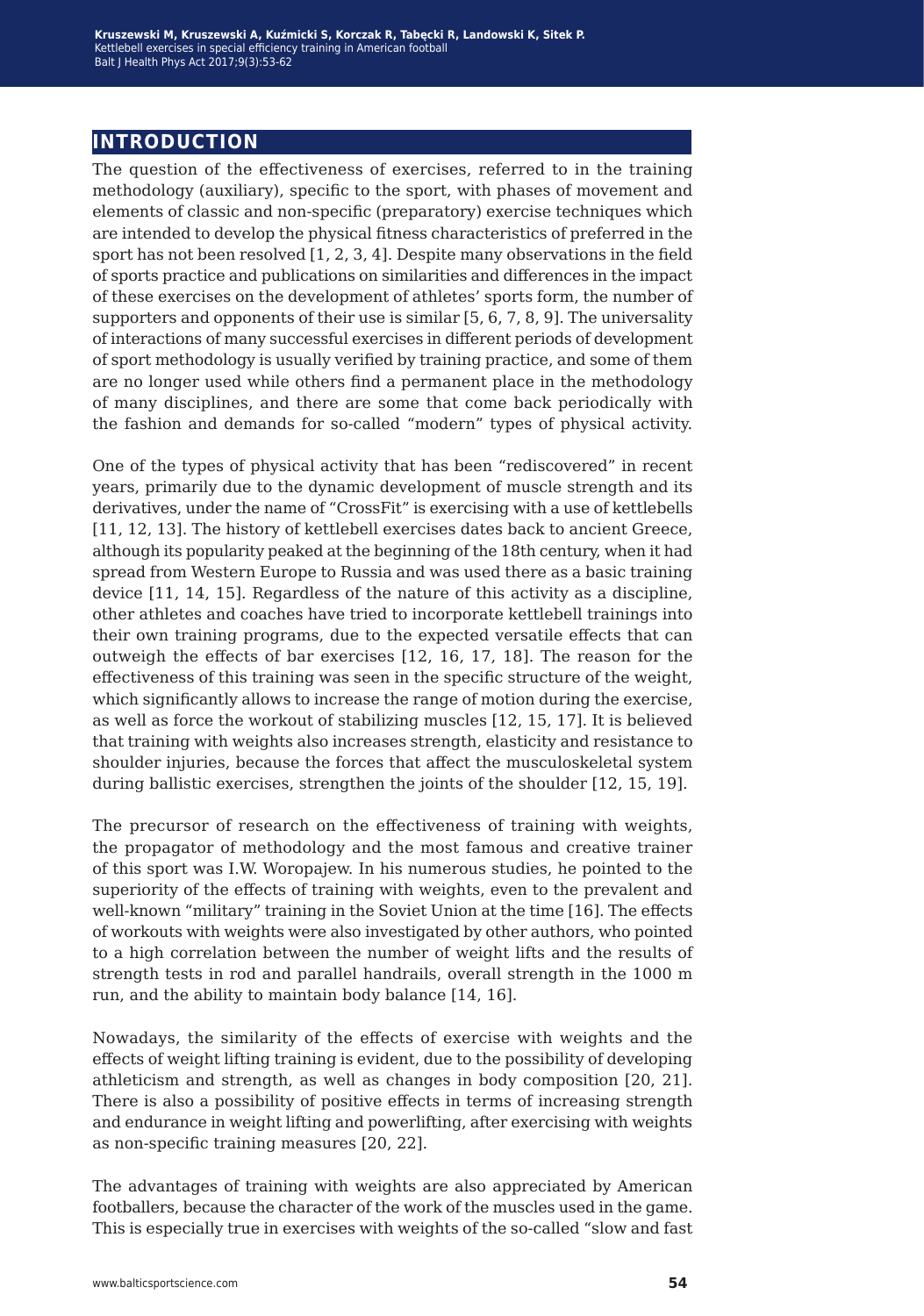## INTRODUCTION

The question of the effectiveness of exercises, referred to in the training methodology (auxiliary), specific to the sport, with phases of movement and elements of classic and non-specific (preparatory) exercise techniques which are intended to develop the physical fitness characteristics of preferred in the sport has not been resolved [1, 2, 3, 4]. Despite many observations in the field of sports practice and publications on similarities and differences in the impact of these exercises on the development of athletes' sports form, the number of supporters and opponents of their use is similar [5, 6, 7, 8, 9]. The universality of interactions of many successful exercises in different periods of development of sport methodology is usually verified by training practice, and some of them are no longer used while others find a permanent place in the methodology of many disciplines, and there are some that come back periodically with the fashion and demands for so-called "modern" types of physical activity.

One of the types of physical activity that has been "rediscovered" in recent years, primarily due to the dynamic development of muscle strength and its derivatives, under the name of "CrossFit" is exercising with a use of kettlebells [11, 12, 13]. The history of kettlebell exercises dates back to ancient Greece, although its popularity peaked at the beginning of the 18th century, when it had spread from Western Europe to Russia and was used there as a basic training device [11, 14, 15]. Regardless of the nature of this activity as a discipline, other athletes and coaches have tried to incorporate kettlebell trainings into their own training programs, due to the expected versatile effects that can outweigh the effects of bar exercises [12, 16, 17, 18]. The reason for the effectiveness of this training was seen in the specific structure of the weight, which significantly allows to increase the range of motion during the exercise, as well as force the workout of stabilizing muscles [12, 15, 17]. It is believed that training with weights also increases strength, elasticity and resistance to shoulder injuries, because the forces that affect the musculoskeletal system during ballistic exercises, strengthen the joints of the shoulder [12, 15, 19].

The precursor of research on the effectiveness of training with weights, the propagator of methodology and the most famous and creative trainer of this sport was I.W. Woropajew. In his numerous studies, he pointed to the superiority of the effects of training with weights, even to the prevalent and well-known "military" training in the Soviet Union at the time [16]. The effects of workouts with weights were also investigated by other authors, who pointed to a high correlation between the number of weight lifts and the results of strength tests in rod and parallel handrails, overall strength in the 1000 m run, and the ability to maintain body balance [14, 16].

Nowadays, the similarity of the effects of exercise with weights and the effects of weight lifting training is evident, due to the possibility of developing athleticism and strength, as well as changes in body composition [20, 21]. There is also a possibility of positive effects in terms of increasing strength and endurance in weight lifting and powerlifting, after exercising with weights as non-specific training measures [20, 22].

The advantages of training with weights are also appreciated by American footballers, because the character of the work of the muscles used in the game. This is especially true in exercises with weights of the so-called "slow and fast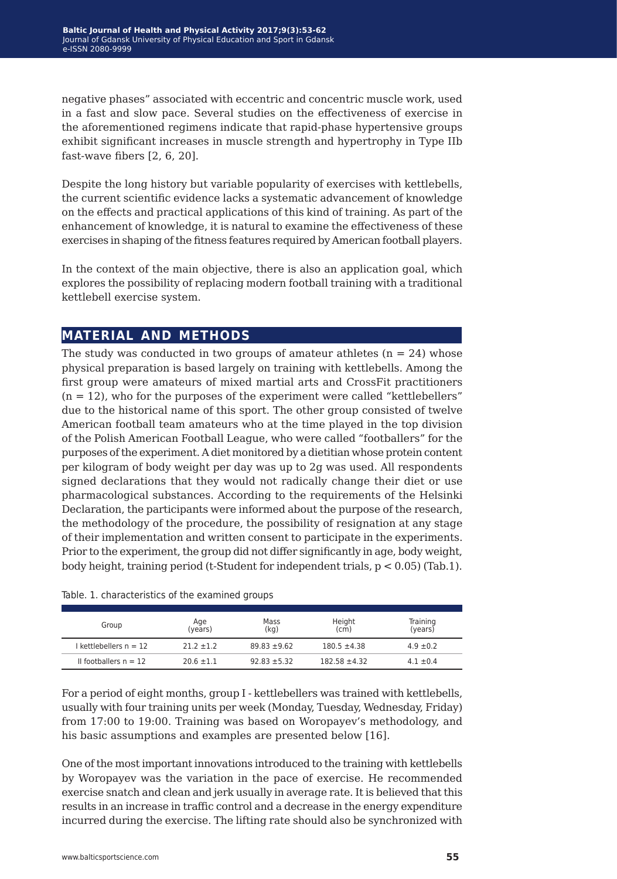negative phases" associated with eccentric and concentric muscle work, used in a fast and slow pace. Several studies on the effectiveness of exercise in the aforementioned regimens indicate that rapid-phase hypertensive groups exhibit significant increases in muscle strength and hypertrophy in Type IIb fast-wave fibers [2, 6, 20].

Despite the long history but variable popularity of exercises with kettlebells, the current scientific evidence lacks a systematic advancement of knowledge on the effects and practical applications of this kind of training. As part of the enhancement of knowledge, it is natural to examine the effectiveness of these exercises in shaping of the fitness features required by American football players.

In the context of the main objective, there is also an application goal, which explores the possibility of replacing modern football training with a traditional kettlebell exercise system.

## MATERIAL AND METHODS

The study was conducted in two groups of amateur athletes ($n = 24$) whose physical preparation is based largely on training with kettlebells. Among the first group were amateurs of mixed martial arts and CrossFit practitioners ($n = 12$), who for the purposes of the experiment were called "kettlebellers" due to the historical name of this sport. The other group consisted of twelve American football team amateurs who at the time played in the top division of the Polish American Football League, who were called "footballers" for the purposes of the experiment. A diet monitored by a dietitian whose protein content per kilogram of body weight per day was up to 2g was used. All respondents signed declarations that they would not radically change their diet or use pharmacological substances. According to the requirements of the Helsinki Declaration, the participants were informed about the purpose of the research, the methodology of the procedure, the possibility of resignation at any stage of their implementation and written consent to participate in the experiments. Prior to the experiment, the group did not differ significantly in age, body weight, body height, training period (t-Student for independent trials, $p < 0.05$) (Tab.1).

Table. 1. characteristics of the examined groups

| Group | Age (years) | Mass (kg) | Height (cm) | Training (years) |
|---|---|---|---|---|
| I kettlebellers n = 12 | 21.2 ±1.2 | 89.83 ±9.62 | 180.5 ±4.38 | 4.9 ±0.2 |
| II footballers n = 12 | 20.6 ±1.1 | 92.83 ±5.32 | 182.58 ±4.32 | 4.1 ±0.4 |

For a period of eight months, group I - kettlebellers was trained with kettlebells, usually with four training units per week (Monday, Tuesday, Wednesday, Friday) from 17:00 to 19:00. Training was based on Woropayev's methodology, and his basic assumptions and examples are presented below [16].

One of the most important innovations introduced to the training with kettlebells by Woropayev was the variation in the pace of exercise. He recommended exercise snatch and clean and jerk usually in average rate. It is believed that this results in an increase in traffic control and a decrease in the energy expenditure incurred during the exercise. The lifting rate should also be synchronized with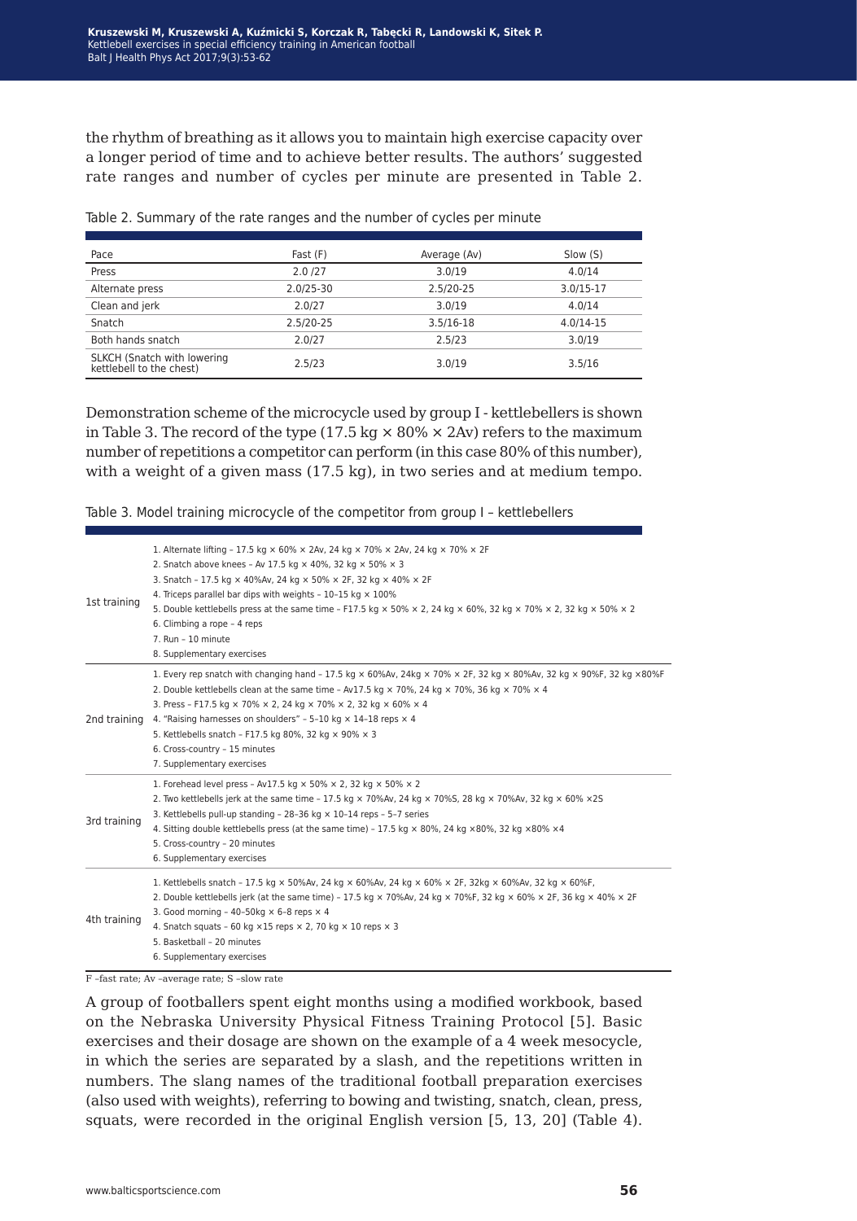the rhythm of breathing as it allows you to maintain high exercise capacity over a longer period of time and to achieve better results. The authors' suggested rate ranges and number of cycles per minute are presented in Table 2.

Table 2. Summary of the rate ranges and the number of cycles per minute

| Pace | Fast (F) | Average (Av) | Slow (S) |
|---|---|---|---|
| Press | 2.0 /27 | 3.0/19 | 4.0/14 |
| Alternate press | 2.0/25-30 | 2.5/20-25 | 3.0/15-17 |
| Clean and jerk | 2.0/27 | 3.0/19 | 4.0/14 |
| Snatch | 2.5/20-25 | 3.5/16-18 | 4.0/14-15 |
| Both hands snatch | 2.0/27 | 2.5/23 | 3.0/19 |
| SLKCH (Snatch with lowering kettlebell to the chest) | 2.5/23 | 3.0/19 | 3.5/16 |

Demonstration scheme of the microcycle used by group I - kettlebellers is shown in Table 3. The record of the type (17.5 kg × 80% × 2Av) refers to the maximum number of repetitions a competitor can perform (in this case 80% of this number), with a weight of a given mass (17.5 kg), in two series and at medium tempo.

Table 3. Model training microcycle of the competitor from group I – kettlebellers

| | |
|---|---|
| 1st training | 1. Alternate lifting – 17.5 kg × 60% × 2Av, 24 kg × 70% × 2Av, 24 kg × 70% × 2F<br>2. Snatch above knees – Av 17.5 kg × 40%, 32 kg × 50% × 3<br>3. Snatch – 17.5 kg × 40%Av, 24 kg × 50% × 2F, 32 kg × 40% × 2F<br>4. Triceps parallel bar dips with weights – 10–15 kg × 100%<br>5. Double kettlebells press at the same time – F17.5 kg × 50% × 2, 24 kg × 60%, 32 kg × 70% × 2, 32 kg × 50% × 2<br>6. Climbing a rope – 4 reps<br>7. Run – 10 minute<br>8. Supplementary exercises |
| 2nd training | 1. Every rep snatch with changing hand – 17.5 kg × 60%Av, 24kg × 70% × 2F, 32 kg × 80%Av, 32 kg × 90%F, 32 kg ×80%F<br>2. Double kettlebells clean at the same time – Av17.5 kg × 70%, 24 kg × 70%, 36 kg × 70% × 4<br>3. Press – F17.5 kg × 70% × 2, 24 kg × 70% × 2, 32 kg × 60% × 4<br>4. "Raising harnesses on shoulders" – 5–10 kg × 14–18 reps × 4<br>5. Kettlebells snatch – F17.5 kg 80%, 32 kg × 90% × 3<br>6. Cross-country – 15 minutes<br>7. Supplementary exercises |
| 3rd training | 1. Forehead level press – Av17.5 kg × 50% × 2, 32 kg × 50% × 2<br>2. Two kettlebells jerk at the same time – 17.5 kg × 70%Av, 24 kg × 70%S, 28 kg × 70%Av, 32 kg × 60% ×2S<br>3. Kettlebells pull-up standing – 28–36 kg × 10–14 reps – 5–7 series<br>4. Sitting double kettlebells press (at the same time) – 17.5 kg × 80%, 24 kg ×80%, 32 kg ×80% ×4<br>5. Cross-country – 20 minutes<br>6. Supplementary exercises |
| 4th training | 1. Kettlebells snatch – 17.5 kg × 50%Av, 24 kg × 60%Av, 24 kg × 60% × 2F, 32kg × 60%Av, 32 kg × 60%F,<br>2. Double kettlebells jerk (at the same time) – 17.5 kg × 70%Av, 24 kg × 70%F, 32 kg × 60% × 2F, 36 kg × 40% × 2F<br>3. Good morning – 40–50kg × 6–8 reps × 4<br>4. Snatch squats – 60 kg ×15 reps × 2, 70 kg × 10 reps × 3<br>5. Basketball – 20 minutes<br>6. Supplementary exercises |

F –fast rate; Av –average rate; S –slow rate

A group of footballers spent eight months using a modified workbook, based on the Nebraska University Physical Fitness Training Protocol [5]. Basic exercises and their dosage are shown on the example of a 4 week mesocycle, in which the series are separated by a slash, and the repetitions written in numbers. The slang names of the traditional football preparation exercises (also used with weights), referring to bowing and twisting, snatch, clean, press, squats, were recorded in the original English version [5, 13, 20] (Table 4).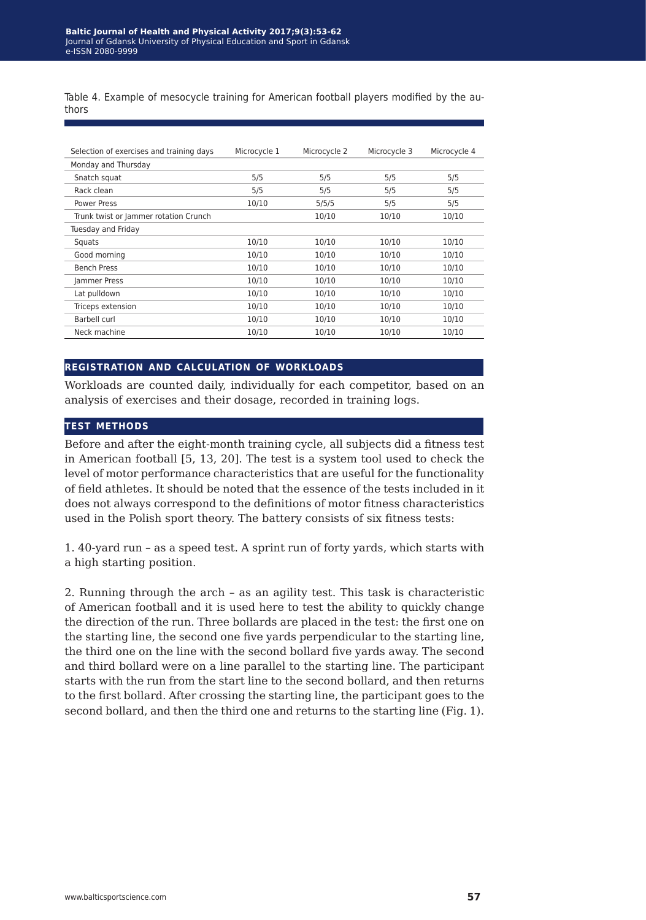Table 4. Example of mesocycle training for American football players modified by the authors

| Selection of exercises and training days | Microcycle 1 | Microcycle 2 | Microcycle 3 | Microcycle 4 |
|---|---|---|---|---|
| Monday and Thursday | | | | |
| Snatch squat | 5/5 | 5/5 | 5/5 | 5/5 |
| Rack clean | 5/5 | 5/5 | 5/5 | 5/5 |
| Power Press | 10/10 | 5/5/5 | 5/5 | 5/5 |
| Trunk twist or Jammer rotation Crunch | | 10/10 | 10/10 | 10/10 |
| Tuesday and Friday | | | | |
| Squats | 10/10 | 10/10 | 10/10 | 10/10 |
| Good morning | 10/10 | 10/10 | 10/10 | 10/10 |
| Bench Press | 10/10 | 10/10 | 10/10 | 10/10 |
| Jammer Press | 10/10 | 10/10 | 10/10 | 10/10 |
| Lat pulldown | 10/10 | 10/10 | 10/10 | 10/10 |
| Triceps extension | 10/10 | 10/10 | 10/10 | 10/10 |
| Barbell curl | 10/10 | 10/10 | 10/10 | 10/10 |
| Neck machine | 10/10 | 10/10 | 10/10 | 10/10 |

## REGISTRATION AND CALCULATION OF WORKLOADS

Workloads are counted daily, individually for each competitor, based on an analysis of exercises and their dosage, recorded in training logs.

## TEST METHODS

Before and after the eight-month training cycle, all subjects did a fitness test in American football [5, 13, 20]. The test is a system tool used to check the level of motor performance characteristics that are useful for the functionality of field athletes. It should be noted that the essence of the tests included in it does not always correspond to the definitions of motor fitness characteristics used in the Polish sport theory. The battery consists of six fitness tests:

1. 40-yard run – as a speed test. A sprint run of forty yards, which starts with a high starting position.

2. Running through the arch – as an agility test. This task is characteristic of American football and it is used here to test the ability to quickly change the direction of the run. Three bollards are placed in the test: the first one on the starting line, the second one five yards perpendicular to the starting line, the third one on the line with the second bollard five yards away. The second and third bollard were on a line parallel to the starting line. The participant starts with the run from the start line to the second bollard, and then returns to the first bollard. After crossing the starting line, the participant goes to the second bollard, and then the third one and returns to the starting line (Fig. 1).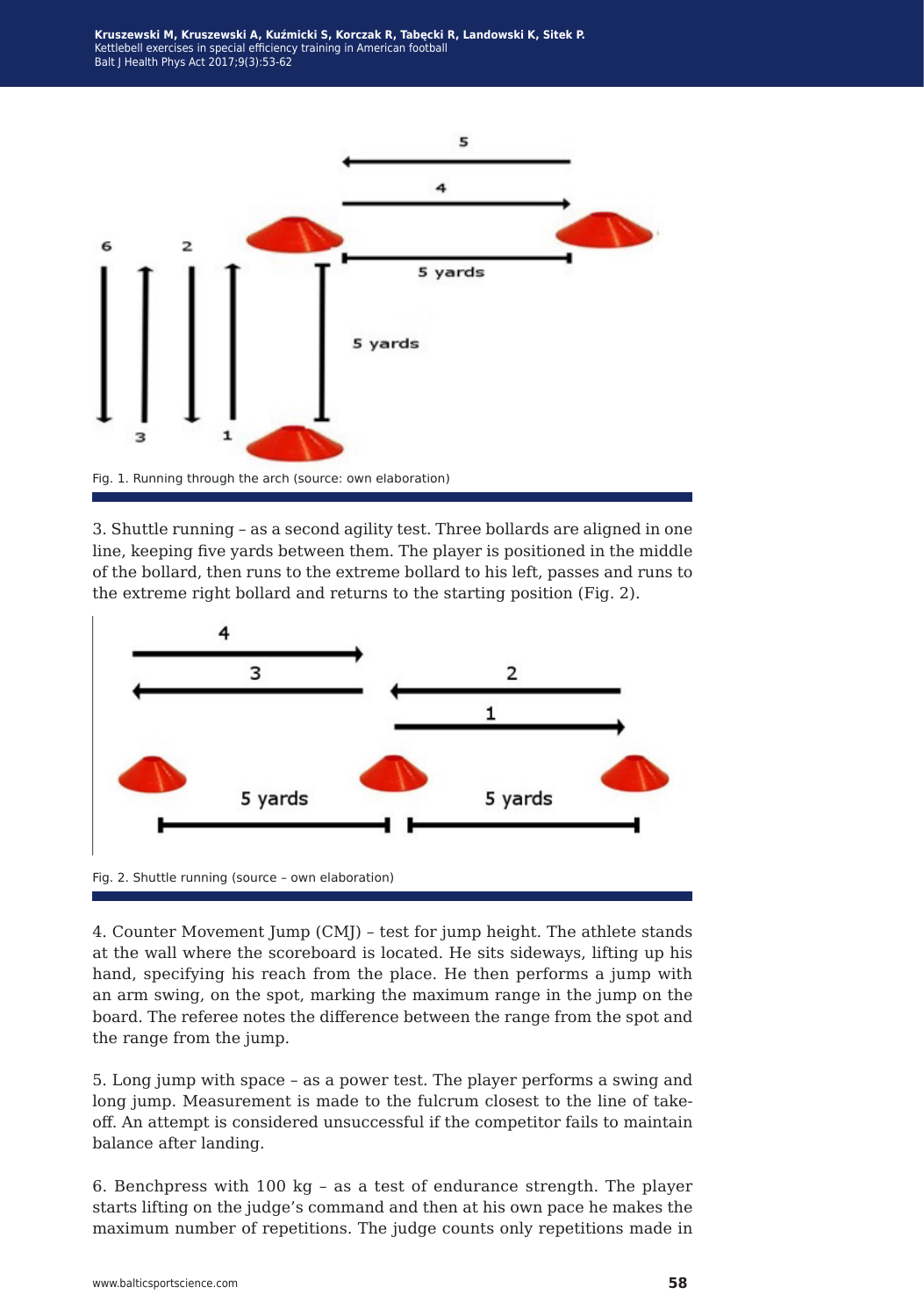Fig. 1. Running through the arch (source: own elaboration)

3. Shuttle running – as a second agility test. Three bollards are aligned in one line, keeping five yards between them. The player is positioned in the middle of the bollard, then runs to the extreme bollard to his left, passes and runs to the extreme right bollard and returns to the starting position (Fig. 2).

Fig. 2. Shuttle running (source – own elaboration)

4. Counter Movement Jump (CMJ) – test for jump height. The athlete stands at the wall where the scoreboard is located. He sits sideways, lifting up his hand, specifying his reach from the place. He then performs a jump with an arm swing, on the spot, marking the maximum range in the jump on the board. The referee notes the difference between the range from the spot and the range from the jump.

5. Long jump with space – as a power test. The player performs a swing and long jump. Measurement is made to the fulcrum closest to the line of take-off. An attempt is considered unsuccessful if the competitor fails to maintain balance after landing.

6. Benchpress with 100 kg – as a test of endurance strength. The player starts lifting on the judge's command and then at his own pace he makes the maximum number of repetitions. The judge counts only repetitions made in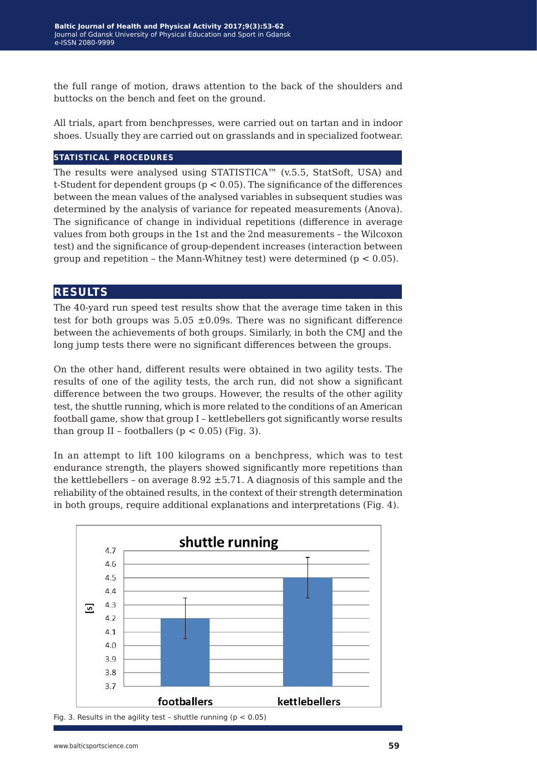the full range of motion, draws attention to the back of the shoulders and buttocks on the bench and feet on the ground.

All trials, apart from benchpresses, were carried out on tartan and in indoor shoes. Usually they are carried out on grasslands and in specialized footwear.

### STATISTICAL PROCEDURES

The results were analysed using STATISTICA™ (v.5.5, StatSoft, USA) and t-Student for dependent groups ($p < 0.05$). The significance of the differences between the mean values of the analysed variables in subsequent studies was determined by the analysis of variance for repeated measurements (Anova). The significance of change in individual repetitions (difference in average values from both groups in the 1st and the 2nd measurements – the Wilcoxon test) and the significance of group-dependent increases (interaction between group and repetition – the Mann-Whitney test) were determined ($p < 0.05$).

## RESULTS

The 40-yard run speed test results show that the average time taken in this test for both groups was 5.05 ±0.09s. There was no significant difference between the achievements of both groups. Similarly, in both the CMJ and the long jump tests there were no significant differences between the groups.

On the other hand, different results were obtained in two agility tests. The results of one of the agility tests, the arch run, did not show a significant difference between the two groups. However, the results of the other agility test, the shuttle running, which is more related to the conditions of an American football game, show that group I – kettlebellers got significantly worse results than group II – footballers ($p < 0.05$) (Fig. 3).

In an attempt to lift 100 kilograms on a benchpress, which was to test endurance strength, the players showed significantly more repetitions than the kettlebellers – on average 8.92 ±5.71. A diagnosis of this sample and the reliability of the obtained results, in the context of their strength determination in both groups, require additional explanations and interpretations (Fig. 4).

Fig. 3. Results in the agility test – shuttle running ($p < 0.05$)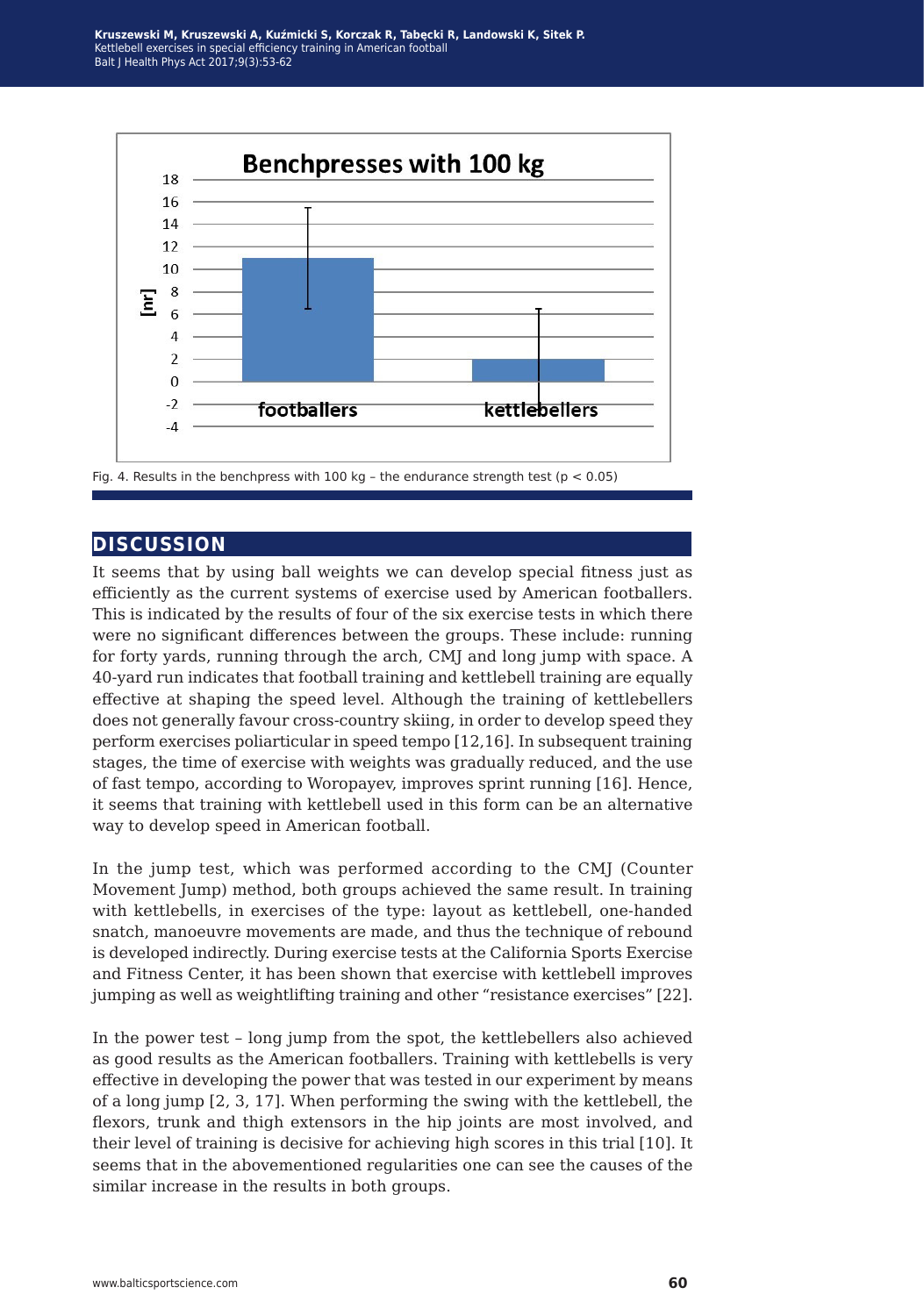Fig. 4. Results in the benchpress with 100 kg – the endurance strength test ($p < 0.05$)

## DISCUSSION

It seems that by using ball weights we can develop special fitness just as efficiently as the current systems of exercise used by American footballers. This is indicated by the results of four of the six exercise tests in which there were no significant differences between the groups. These include: running for forty yards, running through the arch, CMJ and long jump with space. A 40-yard run indicates that football training and kettlebell training are equally effective at shaping the speed level. Although the training of kettlebellers does not generally favour cross-country skiing, in order to develop speed they perform exercises poliarticular in speed tempo [12,16]. In subsequent training stages, the time of exercise with weights was gradually reduced, and the use of fast tempo, according to Woropayev, improves sprint running [16]. Hence, it seems that training with kettlebell used in this form can be an alternative way to develop speed in American football.

In the jump test, which was performed according to the CMJ (Counter Movement Jump) method, both groups achieved the same result. In training with kettlebells, in exercises of the type: layout as kettlebell, one-handed snatch, manoeuvre movements are made, and thus the technique of rebound is developed indirectly. During exercise tests at the California Sports Exercise and Fitness Center, it has been shown that exercise with kettlebell improves jumping as well as weightlifting training and other "resistance exercises" [22].

In the power test – long jump from the spot, the kettlebellers also achieved as good results as the American footballers. Training with kettlebells is very effective in developing the power that was tested in our experiment by means of a long jump [2, 3, 17]. When performing the swing with the kettlebell, the flexors, trunk and thigh extensors in the hip joints are most involved, and their level of training is decisive for achieving high scores in this trial [10]. It seems that in the abovementioned regularities one can see the causes of the similar increase in the results in both groups.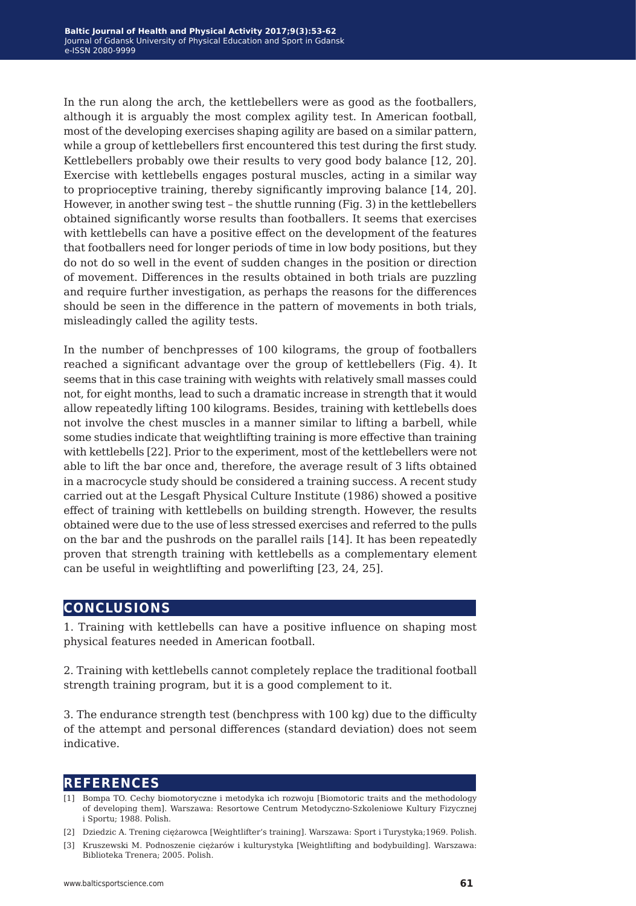In the run along the arch, the kettlebellers were as good as the footballers, although it is arguably the most complex agility test. In American football, most of the developing exercises shaping agility are based on a similar pattern, while a group of kettlebellers first encountered this test during the first study. Kettlebellers probably owe their results to very good body balance [12, 20]. Exercise with kettlebells engages postural muscles, acting in a similar way to proprioceptive training, thereby significantly improving balance [14, 20]. However, in another swing test – the shuttle running (Fig. 3) in the kettlebellers obtained significantly worse results than footballers. It seems that exercises with kettlebells can have a positive effect on the development of the features that footballers need for longer periods of time in low body positions, but they do not do so well in the event of sudden changes in the position or direction of movement. Differences in the results obtained in both trials are puzzling and require further investigation, as perhaps the reasons for the differences should be seen in the difference in the pattern of movements in both trials, misleadingly called the agility tests.

In the number of benchpresses of 100 kilograms, the group of footballers reached a significant advantage over the group of kettlebellers (Fig. 4). It seems that in this case training with weights with relatively small masses could not, for eight months, lead to such a dramatic increase in strength that it would allow repeatedly lifting 100 kilograms. Besides, training with kettlebells does not involve the chest muscles in a manner similar to lifting a barbell, while some studies indicate that weightlifting training is more effective than training with kettlebells [22]. Prior to the experiment, most of the kettlebellers were not able to lift the bar once and, therefore, the average result of 3 lifts obtained in a macrocycle study should be considered a training success. A recent study carried out at the Lesgaft Physical Culture Institute (1986) showed a positive effect of training with kettlebells on building strength. However, the results obtained were due to the use of less stressed exercises and referred to the pulls on the bar and the pushrods on the parallel rails [14]. It has been repeatedly proven that strength training with kettlebells as a complementary element can be useful in weightlifting and powerlifting [23, 24, 25].

## CONCLUSIONS

1. Training with kettlebells can have a positive influence on shaping most physical features needed in American football.

2. Training with kettlebells cannot completely replace the traditional football strength training program, but it is a good complement to it.

3. The endurance strength test (benchpress with 100 kg) due to the difficulty of the attempt and personal differences (standard deviation) does not seem indicative.

## REFERENCES

[1] Bompa TO. Cechy biomotoryczne i metodyka ich rozwoju [Biomotoric traits and the methodology of developing them]. Warszawa: Resortowe Centrum Metodyczno-Szkoleniowe Kultury Fizycznej i Sportu; 1988. Polish.

[2] Dziedzic A. Trening ciężarowca [Weightlifter's training]. Warszawa: Sport i Turystyka;1969. Polish.

[3] Kruszewski M. Podnoszenie ciężarów i kulturystyka [Weightlifting and bodybuilding]. Warszawa: Biblioteka Trenera; 2005. Polish.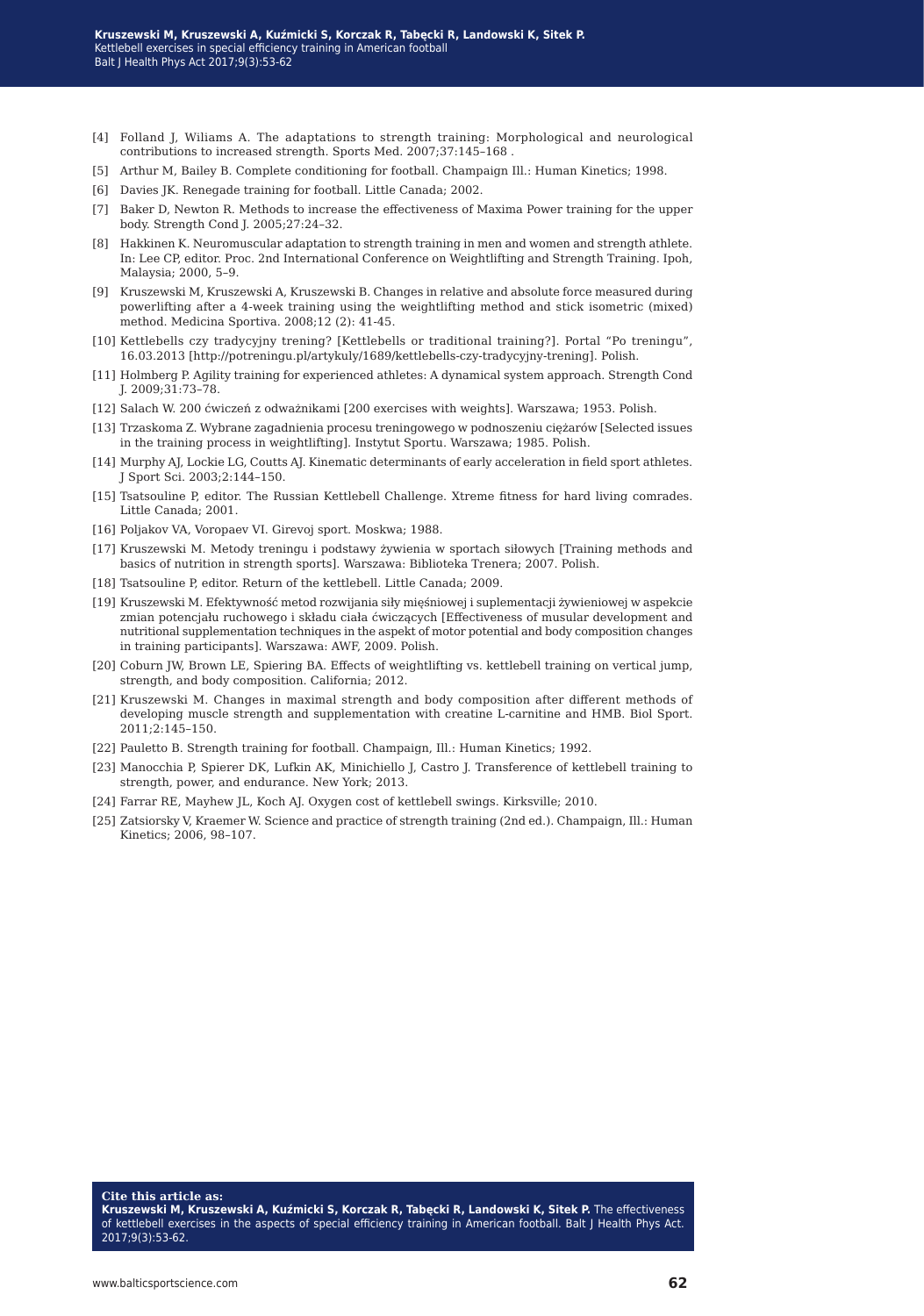[4] Folland J, Wiliams A. The adaptations to strength training: Morphological and neurological contributions to increased strength. Sports Med. 2007;37:145–168 .

[5] Arthur M, Bailey B. Complete conditioning for football. Champaign Ill.: Human Kinetics; 1998.

[6] Davies JK. Renegade training for football. Little Canada; 2002.

[7] Baker D, Newton R. Methods to increase the effectiveness of Maxima Power training for the upper body. Strength Cond J. 2005;27:24–32.

[8] Hakkinen K. Neuromuscular adaptation to strength training in men and women and strength athlete. In: Lee CP, editor. Proc. 2nd International Conference on Weightlifting and Strength Training. Ipoh, Malaysia; 2000, 5–9.

[9] Kruszewski M, Kruszewski A, Kruszewski B. Changes in relative and absolute force measured during powerlifting after a 4-week training using the weightlifting method and stick isometric (mixed) method. Medicina Sportiva. 2008;12 (2): 41-45.

[10] Kettlebells czy tradycyjny trening? [Kettlebells or traditional training?]. Portal "Po treningu", 16.03.2013 [http://potreningu.pl/artykuly/1689/kettlebells-czy-tradycyjny-trening]. Polish.

[11] Holmberg P. Agility training for experienced athletes: A dynamical system approach. Strength Cond J. 2009;31:73–78.

[12] Salach W. 200 ćwiczeń z odważnikami [200 exercises with weights]. Warszawa; 1953. Polish.

[13] Trzaskoma Z. Wybrane zagadnienia procesu treningowego w podnoszeniu ciężarów [Selected issues in the training process in weightlifting]. Instytut Sportu. Warszawa; 1985. Polish.

[14] Murphy AJ, Lockie LG, Coutts AJ. Kinematic determinants of early acceleration in field sport athletes. J Sport Sci. 2003;2:144–150.

[15] Tsatsouline P, editor. The Russian Kettlebell Challenge. Xtreme fitness for hard living comrades. Little Canada; 2001.

[16] Poljakov VA, Voropaev VI. Girevoj sport. Moskwa; 1988.

[17] Kruszewski M. Metody treningu i podstawy żywienia w sportach siłowych [Training methods and basics of nutrition in strength sports]. Warszawa: Biblioteka Trenera; 2007. Polish.

[18] Tsatsouline P, editor. Return of the kettlebell. Little Canada; 2009.

[19] Kruszewski M. Efektywność metod rozwijania siły mięśniowej i suplementacji żywieniowej w aspekcie zmian potencjału ruchowego i składu ciała ćwiczących [Effectiveness of musular development and nutritional supplementation techniques in the aspekt of motor potential and body composition changes in training participants]. Warszawa: AWF, 2009. Polish.

[20] Coburn JW, Brown LE, Spiering BA. Effects of weightlifting vs. kettlebell training on vertical jump, strength, and body composition. California; 2012.

[21] Kruszewski M. Changes in maximal strength and body composition after different methods of developing muscle strength and supplementation with creatine L-carnitine and HMB. Biol Sport. 2011;2:145–150.

[22] Pauletto B. Strength training for football. Champaign, Ill.: Human Kinetics; 1992.

[23] Manocchia P, Spierer DK, Lufkin AK, Minichiello J, Castro J. Transference of kettlebell training to strength, power, and endurance. New York; 2013.

[24] Farrar RE, Mayhew JL, Koch AJ. Oxygen cost of kettlebell swings. Kirksville; 2010.

[25] Zatsiorsky V, Kraemer W. Science and practice of strength training (2nd ed.). Champaign, Ill.: Human Kinetics; 2006, 98–107.

**Cite this article as:**
**Kruszewski M, Kruszewski A, Kuźmicki S, Korczak R, Tabęcki R, Landowski K, Sitek P.** The effectiveness of kettlebell exercises in the aspects of special efficiency training in American football. Balt J Health Phys Act. 2017;9(3):53-62.